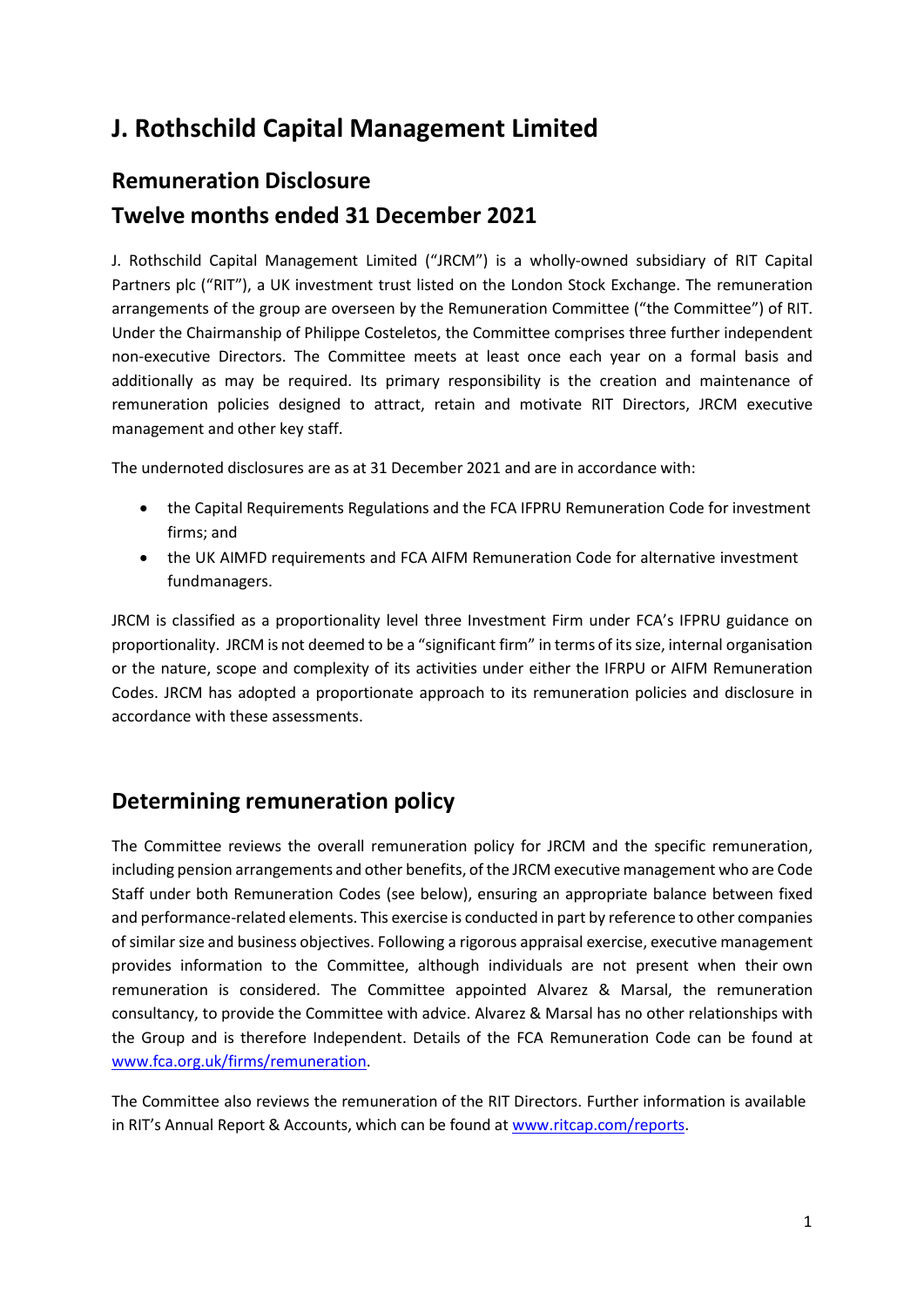# J. Rothschild Capital Management Limited

## Remuneration Disclosure

## Twelve months ended 31 December 2021

J. Rothschild Capital Management Limited ("JRCM") is a wholly-owned subsidiary of RIT Capital Partners plc ("RIT"), a UK investment trust listed on the London Stock Exchange. The remuneration arrangements of the group are overseen by the Remuneration Committee ("the Committee") of RIT. Under the Chairmanship of Philippe Costeletos, the Committee comprises three further independent non-executive Directors. The Committee meets at least once each year on a formal basis and additionally as may be required. Its primary responsibility is the creation and maintenance of remuneration policies designed to attract, retain and motivate RIT Directors, JRCM executive management and other key staff.

The undernoted disclosures are as at 31 December 2021 and are in accordance with:

- the Capital Requirements Regulations and the FCA IFPRU Remuneration Code for investment firms; and
- the UK AIMFD requirements and FCA AIFM Remuneration Code for alternative investment fundmanagers.

JRCM is classified as a proportionality level three Investment Firm under FCA's IFPRU guidance on proportionality. JRCM is not deemed to be a "significant firm" in terms of its size, internal organisation or the nature, scope and complexity of its activities under either the IFRPU or AIFM Remuneration Codes. JRCM has adopted a proportionate approach to its remuneration policies and disclosure in accordance with these assessments.

## Determining remuneration policy

The Committee reviews the overall remuneration policy for JRCM and the specific remuneration, including pension arrangements and other benefits, of the JRCM executive management who are Code Staff under both Remuneration Codes (see below), ensuring an appropriate balance between fixed and performance-related elements. This exercise is conducted in part by reference to other companies of similar size and business objectives. Following a rigorous appraisal exercise, executive management provides information to the Committee, although individuals are not present when their own remuneration is considered. The Committee appointed Alvarez & Marsal, the remuneration consultancy, to provide the Committee with advice. Alvarez & Marsal has no other relationships with the Group and is therefore Independent. Details of the FCA Remuneration Code can be found at [www.fca.org.uk/firms/remuneration](http://www.fca.org.uk/firms/remuneration).

The Committee also reviews the remuneration of the RIT Directors. Further information is available in RIT's Annual Report & Accounts, which can be found at [www.ritcap.com/reports](http://www.ritcap.com/reports).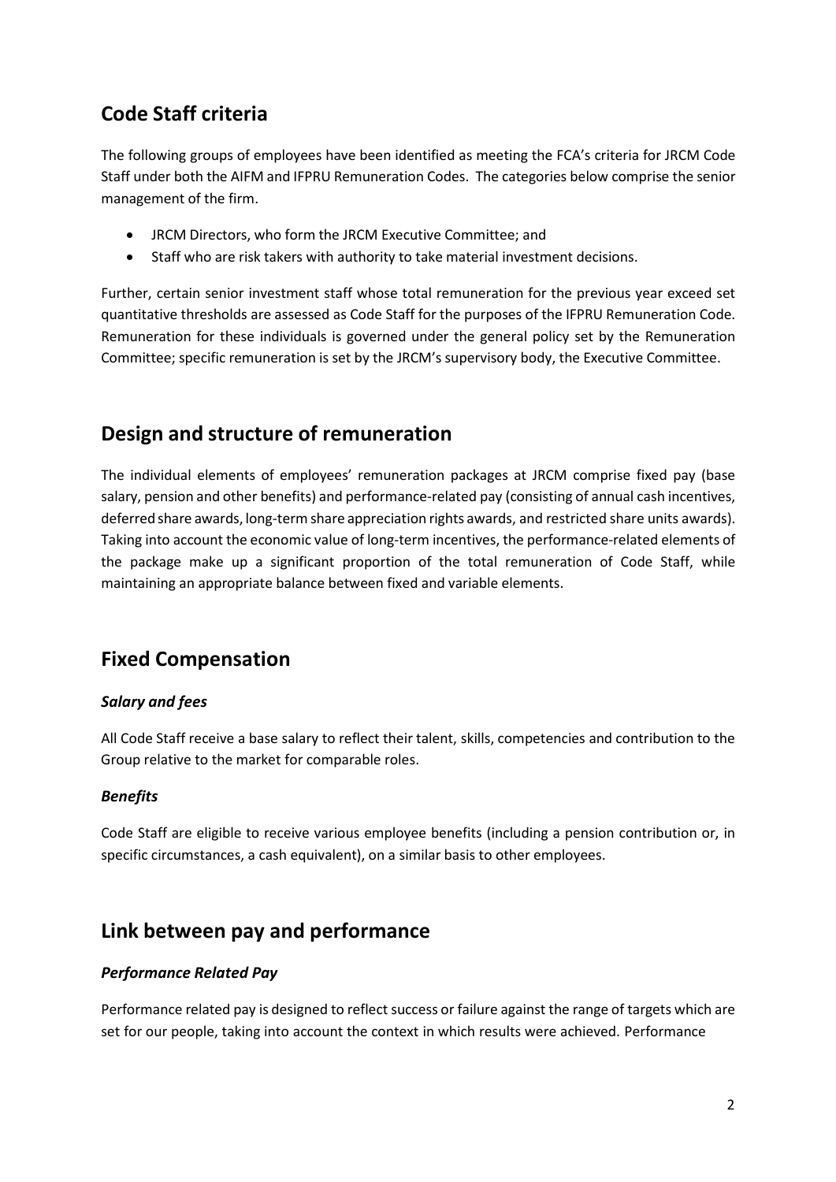## Code Staff criteria

The following groups of employees have been identified as meeting the FCA's criteria for JRCM Code Staff under both the AIFM and IFPRU Remuneration Codes. The categories below comprise the senior management of the firm.

- JRCM Directors, who form the JRCM Executive Committee; and
- Staff who are risk takers with authority to take material investment decisions.

Further, certain senior investment staff whose total remuneration for the previous year exceed set quantitative thresholds are assessed as Code Staff for the purposes of the IFPRU Remuneration Code. Remuneration for these individuals is governed under the general policy set by the Remuneration Committee; specific remuneration is set by the JRCM's supervisory body, the Executive Committee.

## Design and structure of remuneration

The individual elements of employees' remuneration packages at JRCM comprise fixed pay (base salary, pension and other benefits) and performance-related pay (consisting of annual cash incentives, deferred share awards, long-term share appreciation rights awards, and restricted share units awards). Taking into account the economic value of long-term incentives, the performance-related elements of the package make up a significant proportion of the total remuneration of Code Staff, while maintaining an appropriate balance between fixed and variable elements.

## Fixed Compensation

### *Salary and fees*

All Code Staff receive a base salary to reflect their talent, skills, competencies and contribution to the Group relative to the market for comparable roles.

### *Benefits*

Code Staff are eligible to receive various employee benefits (including a pension contribution or, in specific circumstances, a cash equivalent), on a similar basis to other employees.

## Link between pay and performance

### *Performance Related Pay*

Performance related pay is designed to reflect success or failure against the range of targets which are set for our people, taking into account the context in which results were achieved. Performance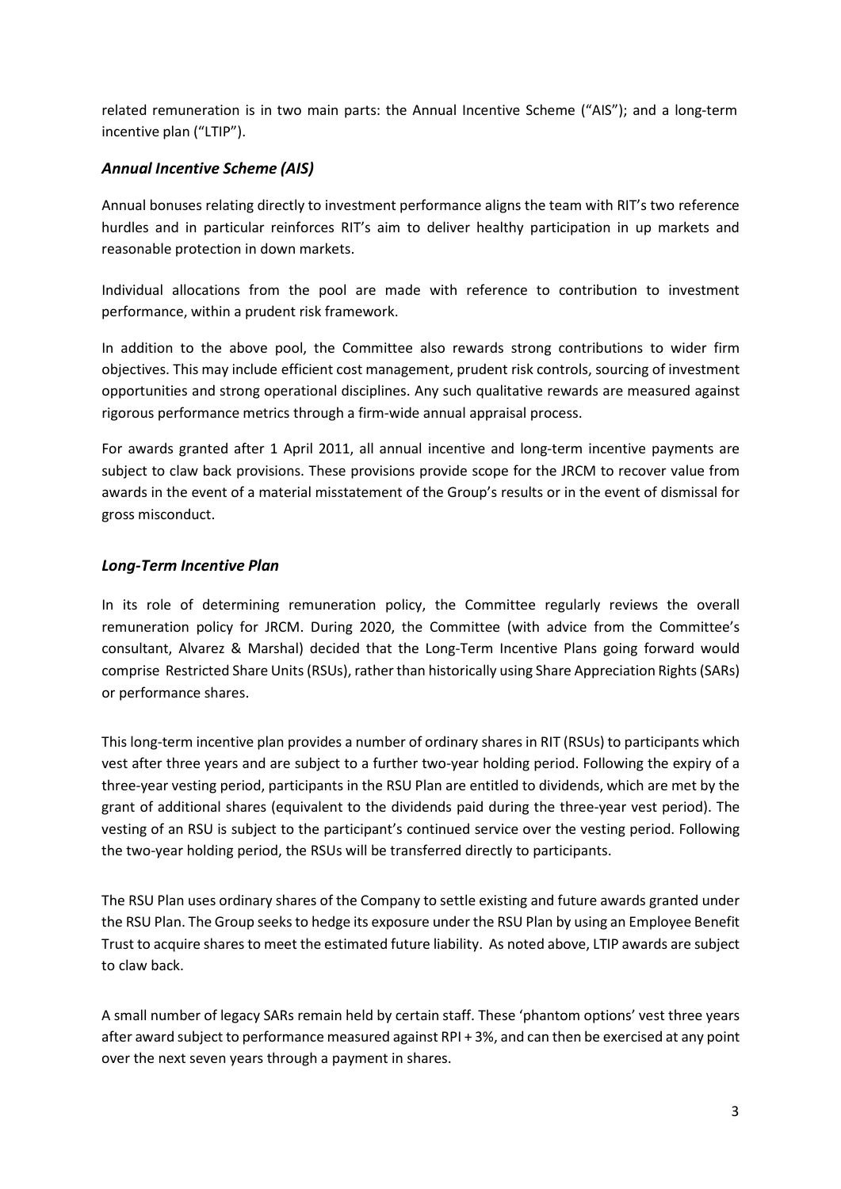related remuneration is in two main parts: the Annual Incentive Scheme ("AIS"); and a long-term incentive plan ("LTIP").

### *Annual Incentive Scheme (AIS)*

Annual bonuses relating directly to investment performance aligns the team with RIT's two reference hurdles and in particular reinforces RIT's aim to deliver healthy participation in up markets and reasonable protection in down markets.

Individual allocations from the pool are made with reference to contribution to investment performance, within a prudent risk framework.

In addition to the above pool, the Committee also rewards strong contributions to wider firm objectives. This may include efficient cost management, prudent risk controls, sourcing of investment opportunities and strong operational disciplines. Any such qualitative rewards are measured against rigorous performance metrics through a firm-wide annual appraisal process.

For awards granted after 1 April 2011, all annual incentive and long-term incentive payments are subject to claw back provisions. These provisions provide scope for the JRCM to recover value from awards in the event of a material misstatement of the Group's results or in the event of dismissal for gross misconduct.

### *Long-Term Incentive Plan*

In its role of determining remuneration policy, the Committee regularly reviews the overall remuneration policy for JRCM. During 2020, the Committee (with advice from the Committee's consultant, Alvarez & Marshal) decided that the Long-Term Incentive Plans going forward would comprise Restricted Share Units (RSUs), rather than historically using Share Appreciation Rights (SARs) or performance shares.

This long-term incentive plan provides a number of ordinary shares in RIT (RSUs) to participants which vest after three years and are subject to a further two-year holding period. Following the expiry of a three-year vesting period, participants in the RSU Plan are entitled to dividends, which are met by the grant of additional shares (equivalent to the dividends paid during the three-year vest period). The vesting of an RSU is subject to the participant's continued service over the vesting period. Following the two-year holding period, the RSUs will be transferred directly to participants.

The RSU Plan uses ordinary shares of the Company to settle existing and future awards granted under the RSU Plan. The Group seeks to hedge its exposure under the RSU Plan by using an Employee Benefit Trust to acquire shares to meet the estimated future liability. As noted above, LTIP awards are subject to claw back.

A small number of legacy SARs remain held by certain staff. These 'phantom options' vest three years after award subject to performance measured against RPI + 3%, and can then be exercised at any point over the next seven years through a payment in shares.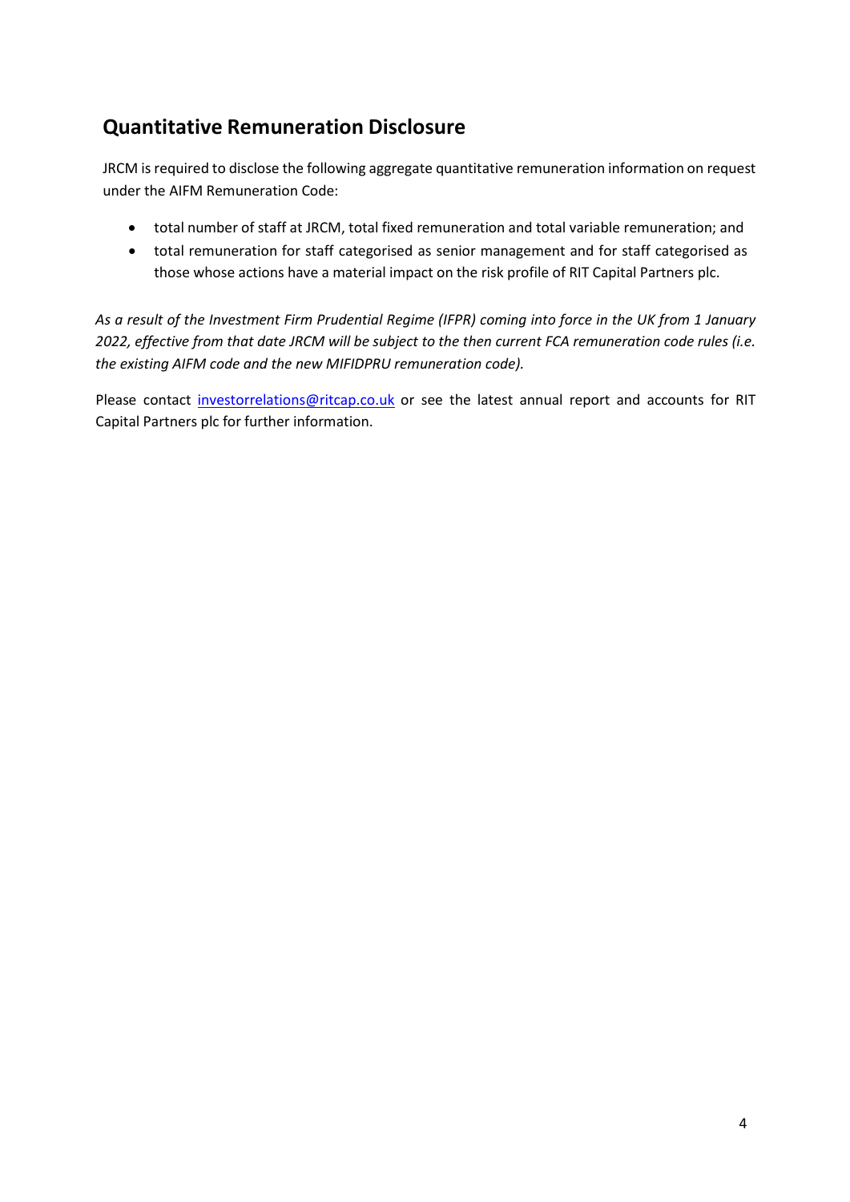## Quantitative Remuneration Disclosure

JRCM is required to disclose the following aggregate quantitative remuneration information on request under the AIFM Remuneration Code:

- total number of staff at JRCM, total fixed remuneration and total variable remuneration; and
- total remuneration for staff categorised as senior management and for staff categorised as those whose actions have a material impact on the risk profile of RIT Capital Partners plc.

*As a result of the Investment Firm Prudential Regime (IFPR) coming into force in the UK from 1 January 2022, effective from that date JRCM will be subject to the then current FCA remuneration code rules (i.e. the existing AIFM code and the new MIFIDPRU remuneration code).*

Please contact investorrelations@ritcap.co.uk or see the latest annual report and accounts for RIT Capital Partners plc for further information.